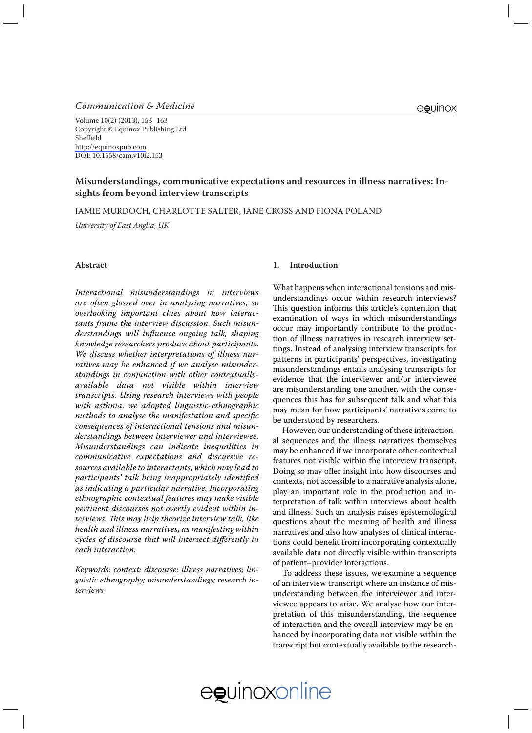# Misunderstandings, communicative expectations and resources in illness narratives: Insights from beyond interview transcripts

JAMIE MURDOCH, CHARLOTTE SALTER, JANE CROSS AND FIONA POLAND

*University of East Anglia, UK*

### Abstract

*Interactional misunderstandings in interviews are often glossed over in analysing narratives, so overlooking important clues about how interactants frame the interview discussion. Such misunderstandings will influence ongoing talk, shaping knowledge researchers produce about participants. We discuss whether interpretations of illness narratives may be enhanced if we analyse misunderstandings in conjunction with other contextually-available data not visible within interview transcripts. Using research interviews with people with asthma, we adopted linguistic-ethnographic methods to analyse the manifestation and specific consequences of interactional tensions and misunderstandings between interviewer and interviewee. Misunderstandings can indicate inequalities in communicative expectations and discursive resources available to interactants, which may lead to participants' talk being inappropriately identified as indicating a particular narrative. Incorporating ethnographic contextual features may make visible pertinent discourses not overtly evident within interviews. This may help theorize interview talk, like health and illness narratives, as manifesting within cycles of discourse that will intersect differently in each interaction.*

*Keywords: context; discourse; illness narratives; linguistic ethnography; misunderstandings; research interviews*

## 1. Introduction

What happens when interactional tensions and misunderstandings occur within research interviews? This question informs this article's contention that examination of ways in which misunderstandings occur may importantly contribute to the production of illness narratives in research interview settings. Instead of analysing interview transcripts for patterns in participants' perspectives, investigating misunderstandings entails analysing transcripts for evidence that the interviewer and/or interviewee are misunderstanding one another, with the consequences this has for subsequent talk and what this may mean for how participants' narratives come to be understood by researchers.

However, our understanding of these interactional sequences and the illness narratives themselves may be enhanced if we incorporate other contextual features not visible within the interview transcript. Doing so may offer insight into how discourses and contexts, not accessible to a narrative analysis alone, play an important role in the production and interpretation of talk within interviews about health and illness. Such an analysis raises epistemological questions about the meaning of health and illness narratives and also how analyses of clinical interactions could benefit from incorporating contextually available data not directly visible within transcripts of patient–provider interactions.

To address these issues, we examine a sequence of an interview transcript where an instance of misunderstanding between the interviewer and interviewee appears to arise. We analyse how our interpretation of this misunderstanding, the sequence of interaction and the overall interview may be enhanced by incorporating data not visible within the transcript but contextually available to the research-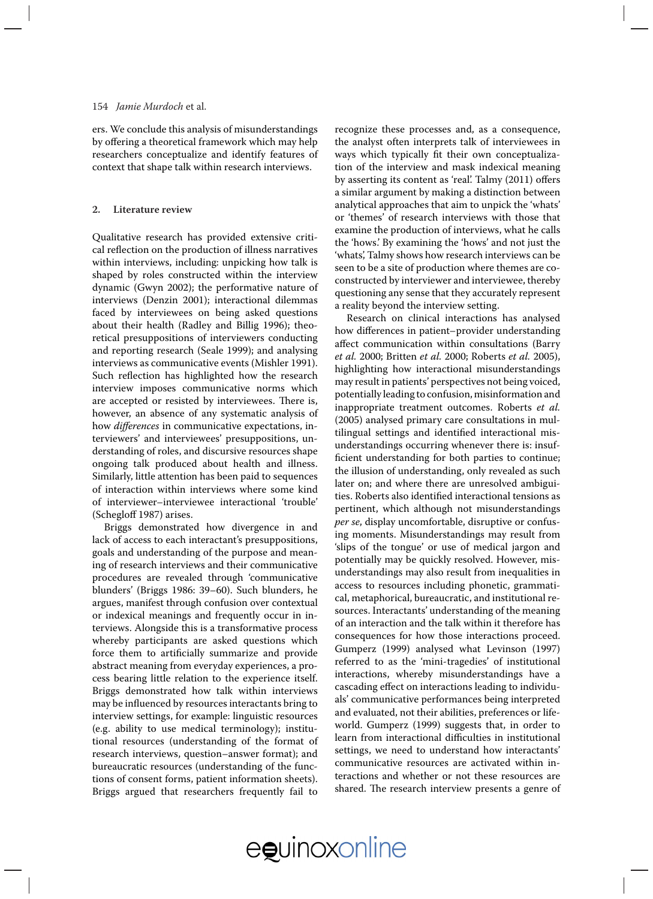ers. We conclude this analysis of misunderstandings by offering a theoretical framework which may help researchers conceptualize and identify features of context that shape talk within research interviews.

## 2. Literature review

Qualitative research has provided extensive critical reflection on the production of illness narratives within interviews, including: unpicking how talk is shaped by roles constructed within the interview dynamic (Gwyn 2002); the performative nature of interviews (Denzin 2001); interactional dilemmas faced by interviewees on being asked questions about their health (Radley and Billig 1996); theoretical presuppositions of interviewers conducting and reporting research (Seale 1999); and analysing interviews as communicative events (Mishler 1991). Such reflection has highlighted how the research interview imposes communicative norms which are accepted or resisted by interviewees. There is, however, an absence of any systematic analysis of how *differences* in communicative expectations, interviewers' and interviewees' presuppositions, understanding of roles, and discursive resources shape ongoing talk produced about health and illness. Similarly, little attention has been paid to sequences of interaction within interviews where some kind of interviewer–interviewee interactional 'trouble' (Schegloff 1987) arises.

Briggs demonstrated how divergence in and lack of access to each interactant's presuppositions, goals and understanding of the purpose and meaning of research interviews and their communicative procedures are revealed through 'communicative blunders' (Briggs 1986: 39–60). Such blunders, he argues, manifest through confusion over contextual or indexical meanings and frequently occur in interviews. Alongside this is a transformative process whereby participants are asked questions which force them to artificially summarize and provide abstract meaning from everyday experiences, a process bearing little relation to the experience itself. Briggs demonstrated how talk within interviews may be influenced by resources interactants bring to interview settings, for example: linguistic resources (e.g. ability to use medical terminology); institutional resources (understanding of the format of research interviews, question–answer format); and bureaucratic resources (understanding of the functions of consent forms, patient information sheets). Briggs argued that researchers frequently fail to recognize these processes and, as a consequence, the analyst often interprets talk of interviewees in ways which typically fit their own conceptualization of the interview and mask indexical meaning by asserting its content as 'real'. Talmy (2011) offers a similar argument by making a distinction between analytical approaches that aim to unpick the 'whats' or 'themes' of research interviews with those that examine the production of interviews, what he calls the 'hows.' By examining the 'hows' and not just the 'whats', Talmy shows how research interviews can be seen to be a site of production where themes are co-constructed by interviewer and interviewee, thereby questioning any sense that they accurately represent a reality beyond the interview setting.

Research on clinical interactions has analysed how differences in patient–provider understanding affect communication within consultations (Barry *et al.* 2000; Britten *et al.* 2000; Roberts *et al.* 2005), highlighting how interactional misunderstandings may result in patients' perspectives not being voiced, potentially leading to confusion, misinformation and inappropriate treatment outcomes. Roberts *et al.* (2005) analysed primary care consultations in multilingual settings and identified interactional misunderstandings occurring whenever there is: insufficient understanding for both parties to continue; the illusion of understanding, only revealed as such later on; and where there are unresolved ambiguities. Roberts also identified interactional tensions as pertinent, which although not misunderstandings *per se*, display uncomfortable, disruptive or confusing moments. Misunderstandings may result from 'slips of the tongue' or use of medical jargon and potentially may be quickly resolved. However, misunderstandings may also result from inequalities in access to resources including phonetic, grammatical, metaphorical, bureaucratic, and institutional resources. Interactants' understanding of the meaning of an interaction and the talk within it therefore has consequences for how those interactions proceed. Gumperz (1999) analysed what Levinson (1997) referred to as the 'mini-tragedies' of institutional interactions, whereby misunderstandings have a cascading effect on interactions leading to individuals' communicative performances being interpreted and evaluated, not their abilities, preferences or lifeworld. Gumperz (1999) suggests that, in order to learn from interactional difficulties in institutional settings, we need to understand how interactants' communicative resources are activated within interactions and whether or not these resources are shared. The research interview presents a genre of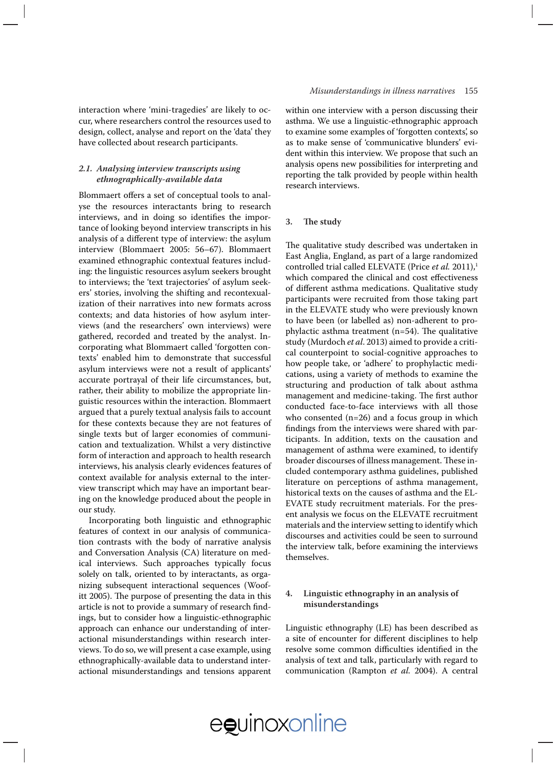interaction where 'mini-tragedies' are likely to occur, where researchers control the resources used to design, collect, analyse and report on the 'data' they have collected about research participants.

### 2.1. *Analysing interview transcripts using ethnographically-available data*

Blommaert offers a set of conceptual tools to analyse the resources interactants bring to research interviews, and in doing so identifies the importance of looking beyond interview transcripts in his analysis of a different type of interview: the asylum interview (Blommaert 2005: 56–67). Blommaert examined ethnographic contextual features including: the linguistic resources asylum seekers brought to interviews; the 'text trajectories' of asylum seekers' stories, involving the shifting and recontextualization of their narratives into new formats across contexts; and data histories of how asylum interviews (and the researchers' own interviews) were gathered, recorded and treated by the analyst. Incorporating what Blommaert called 'forgotten contexts' enabled him to demonstrate that successful asylum interviews were not a result of applicants' accurate portrayal of their life circumstances, but, rather, their ability to mobilize the appropriate linguistic resources within the interaction. Blommaert argued that a purely textual analysis fails to account for these contexts because they are not features of single texts but of larger economies of communication and textualization. Whilst a very distinctive form of interaction and approach to health research interviews, his analysis clearly evidences features of context available for analysis external to the interview transcript which may have an important bearing on the knowledge produced about the people in our study.

Incorporating both linguistic and ethnographic features of context in our analysis of communication contrasts with the body of narrative analysis and Conversation Analysis (CA) literature on medical interviews. Such approaches typically focus solely on talk, oriented to by interactants, as organizing subsequent interactional sequences (Wooffitt 2005). The purpose of presenting the data in this article is not to provide a summary of research findings, but to consider how a linguistic-ethnographic approach can enhance our understanding of interactional misunderstandings within research interviews. To do so, we will present a case example, using ethnographically-available data to understand interactional misunderstandings and tensions apparent within one interview with a person discussing their asthma. We use a linguistic-ethnographic approach to examine some examples of 'forgotten contexts', so as to make sense of 'communicative blunders' evident within this interview. We propose that such an analysis opens new possibilities for interpreting and reporting the talk provided by people within health research interviews.

## 3. The study

The qualitative study described was undertaken in East Anglia, England, as part of a large randomized controlled trial called ELEVATE (Price *et al.* 2011),[1] which compared the clinical and cost effectiveness of different asthma medications. Qualitative study participants were recruited from those taking part in the ELEVATE study who were previously known to have been (or labelled as) non-adherent to prophylactic asthma treatment (n=54). The qualitative study (Murdoch *et al*. 2013) aimed to provide a critical counterpoint to social-cognitive approaches to how people take, or 'adhere' to prophylactic medications, using a variety of methods to examine the structuring and production of talk about asthma management and medicine-taking. The first author conducted face-to-face interviews with all those who consented (n=26) and a focus group in which findings from the interviews were shared with participants. In addition, texts on the causation and management of asthma were examined, to identify broader discourses of illness management. These included contemporary asthma guidelines, published literature on perceptions of asthma management, historical texts on the causes of asthma and the ELEVATE study recruitment materials. For the present analysis we focus on the ELEVATE recruitment materials and the interview setting to identify which discourses and activities could be seen to surround the interview talk, before examining the interviews themselves.

## 4. Linguistic ethnography in an analysis of misunderstandings

Linguistic ethnography (LE) has been described as a site of encounter for different disciplines to help resolve some common difficulties identified in the analysis of text and talk, particularly with regard to communication (Rampton *et al.* 2004). A central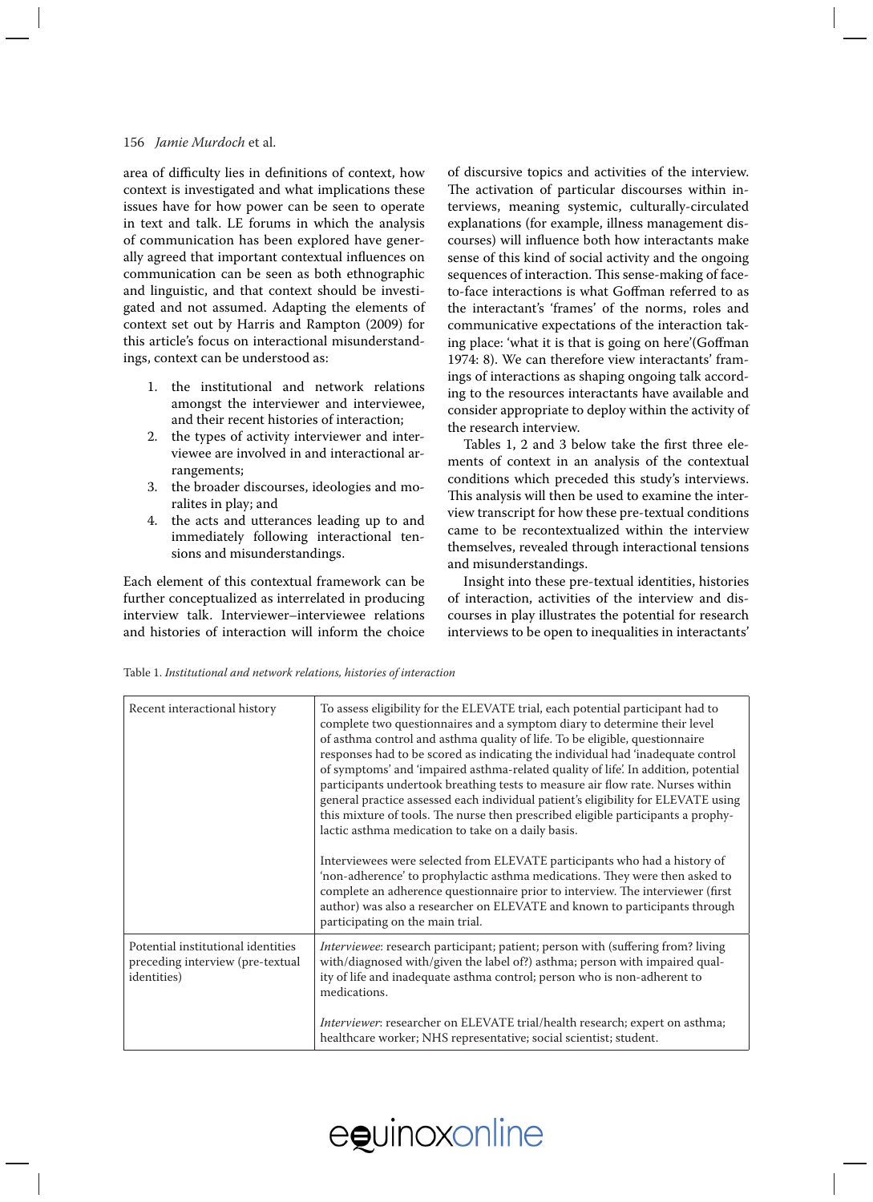area of difficulty lies in definitions of context, how context is investigated and what implications these issues have for how power can be seen to operate in text and talk. LE forums in which the analysis of communication has been explored have generally agreed that important contextual influences on communication can be seen as both ethnographic and linguistic, and that context should be investigated and not assumed. Adapting the elements of context set out by Harris and Rampton (2009) for this article's focus on interactional misunderstandings, context can be understood as:

1. the institutional and network relations amongst the interviewer and interviewee, and their recent histories of interaction;
2. the types of activity interviewer and interviewee are involved in and interactional arrangements;
3. the broader discourses, ideologies and moralites in play; and
4. the acts and utterances leading up to and immediately following interactional tensions and misunderstandings.

Each element of this contextual framework can be further conceptualized as interrelated in producing interview talk. Interviewer–interviewee relations and histories of interaction will inform the choice of discursive topics and activities of the interview. The activation of particular discourses within interviews, meaning systemic, culturally-circulated explanations (for example, illness management discourses) will influence both how interactants make sense of this kind of social activity and the ongoing sequences of interaction. This sense-making of face-to-face interactions is what Goffman referred to as the interactant's 'frames' of the norms, roles and communicative expectations of the interaction taking place: 'what it is that is going on here'(Goffman 1974: 8). We can therefore view interactants' framings of interactions as shaping ongoing talk according to the resources interactants have available and consider appropriate to deploy within the activity of the research interview.

Tables 1, 2 and 3 below take the first three elements of context in an analysis of the contextual conditions which preceded this study's interviews. This analysis will then be used to examine the interview transcript for how these pre-textual conditions came to be recontextualized within the interview themselves, revealed through interactional tensions and misunderstandings.

Insight into these pre-textual identities, histories of interaction, activities of the interview and discourses in play illustrates the potential for research interviews to be open to inequalities in interactants'

Table 1. *Institutional and network relations, histories of interaction*

| | |
|---|---|
| Recent interactional history | To assess eligibility for the ELEVATE trial, each potential participant had to complete two questionnaires and a symptom diary to determine their level of asthma control and asthma quality of life. To be eligible, questionnaire responses had to be scored as indicating the individual had 'inadequate control of symptoms' and 'impaired asthma-related quality of life'. In addition, potential participants undertook breathing tests to measure air flow rate. Nurses within general practice assessed each individual patient's eligibility for ELEVATE using this mixture of tools. The nurse then prescribed eligible participants a prophylactic asthma medication to take on a daily basis.<br><br>Interviewees were selected from ELEVATE participants who had a history of 'non-adherence' to prophylactic asthma medications. They were then asked to complete an adherence questionnaire prior to interview. The interviewer (first author) was also a researcher on ELEVATE and known to participants through participating on the main trial. |
| Potential institutional identities preceding interview (pre-textual identities) | *Interviewee*: research participant; patient; person with (suffering from? living with/diagnosed with/given the label of?) asthma; person with impaired quality of life and inadequate asthma control; person who is non-adherent to medications.<br><br>*Interviewer*: researcher on ELEVATE trial/health research; expert on asthma; healthcare worker; NHS representative; social scientist; student. |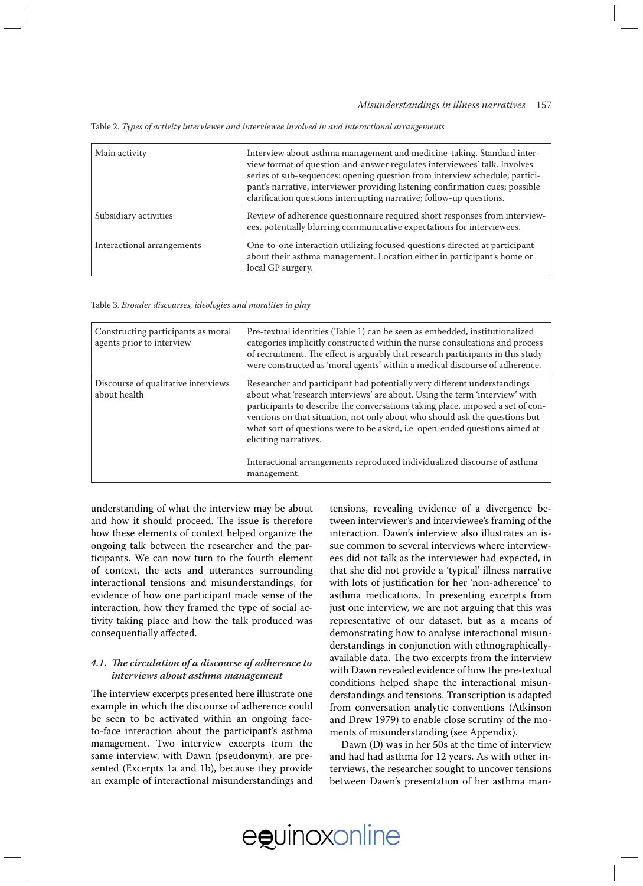Table 2. *Types of activity interviewer and interviewee involved in and interactional arrangements*

| | |
|---|---|
| Main activity | Interview about asthma management and medicine-taking. Standard interview format of question-and-answer regulates interviewees' talk. Involves series of sub-sequences: opening question from interview schedule; participant's narrative, interviewer providing listening confirmation cues; possible clarification questions interrupting narrative; follow-up questions. |
| Subsidiary activities | Review of adherence questionnaire required short responses from interviewees, potentially blurring communicative expectations for interviewees. |
| Interactional arrangements | One-to-one interaction utilizing focused questions directed at participant about their asthma management. Location either in participant's home or local GP surgery. |

Table 3. *Broader discourses, ideologies and moralites in play*

| | |
|---|---|
| Constructing participants as moral agents prior to interview | Pre-textual identities (Table 1) can be seen as embedded, institutionalized categories implicitly constructed within the nurse consultations and process of recruitment. The effect is arguably that research participants in this study were constructed as 'moral agents' within a medical discourse of adherence. |
| Discourse of qualitative interviews about health | Researcher and participant had potentially very different understandings about what 'research interviews' are about. Using the term 'interview' with participants to describe the conversations taking place, imposed a set of conventions on that situation, not only about who should ask the questions but what sort of questions were to be asked, i.e. open-ended questions aimed at eliciting narratives.<br><br>Interactional arrangements reproduced individualized discourse of asthma management. |

understanding of what the interview may be about and how it should proceed. The issue is therefore how these elements of context helped organize the ongoing talk between the researcher and the participants. We can now turn to the fourth element of context, the acts and utterances surrounding interactional tensions and misunderstandings, for evidence of how one participant made sense of the interaction, how they framed the type of social activity taking place and how the talk produced was consequentially affected.

### 4.1. *The circulation of a discourse of adherence to interviews about asthma management*

The interview excerpts presented here illustrate one example in which the discourse of adherence could be seen to be activated within an ongoing face-to-face interaction about the participant's asthma management. Two interview excerpts from the same interview, with Dawn (pseudonym), are presented (Excerpts 1a and 1b), because they provide an example of interactional misunderstandings and tensions, revealing evidence of a divergence between interviewer's and interviewee's framing of the interaction. Dawn's interview also illustrates an issue common to several interviews where interviewees did not talk as the interviewer had expected, in that she did not provide a 'typical' illness narrative with lots of justification for her 'non-adherence' to asthma medications. In presenting excerpts from just one interview, we are not arguing that this was representative of our dataset, but as a means of demonstrating how to analyse interactional misunderstandings in conjunction with ethnographically-available data. The two excerpts from the interview with Dawn revealed evidence of how the pre-textual conditions helped shape the interactional misunderstandings and tensions. Transcription is adapted from conversation analytic conventions (Atkinson and Drew 1979) to enable close scrutiny of the moments of misunderstanding (see Appendix).

Dawn (D) was in her 50s at the time of interview and had had asthma for 12 years. As with other interviews, the researcher sought to uncover tensions between Dawn's presentation of her asthma man-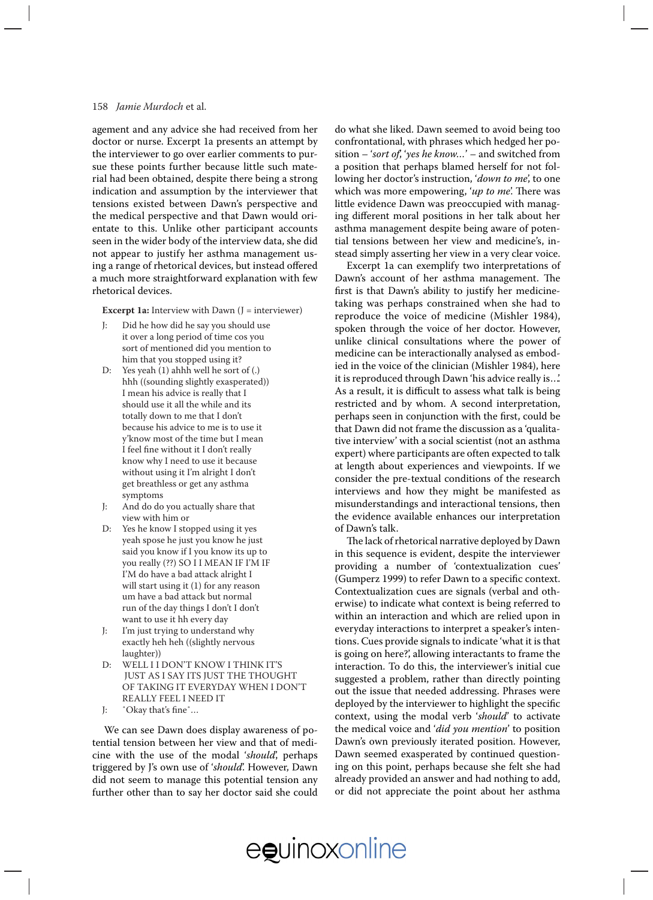agement and any advice she had received from her doctor or nurse. Excerpt 1a presents an attempt by the interviewer to go over earlier comments to pursue these points further because little such material had been obtained, despite there being a strong indication and assumption by the interviewer that tensions existed between Dawn's perspective and the medical perspective and that Dawn would orientate to this. Unlike other participant accounts seen in the wider body of the interview data, she did not appear to justify her asthma management using a range of rhetorical devices, but instead offered a much more straightforward explanation with few rhetorical devices.

**Excerpt 1a:** Interview with Dawn (J = interviewer)

J: Did he how did he say you should use it over a long period of time cos you sort of mentioned did you mention to him that you stopped using it?

D: Yes yeah (1) ahhh well he sort of (.) hhh ((sounding slightly exasperated)) I mean his advice is really that I should use it all the while and its totally down to me that I don't because his advice to me is to use it y'know most of the time but I mean I feel fine without it I don't really know why I need to use it because without using it I'm alright I don't get breathless or get any asthma symptoms

J: And do do you actually share that view with him or

D: Yes he know I stopped using it yes yeah spose he just you know he just said you know if I you know its up to you really (??) SO I I MEAN IF I'M IF I'M do have a bad attack alright I will start using it (1) for any reason um have a bad attack but normal run of the day things I don't I don't want to use it hh every day

J: I'm just trying to understand why exactly heh heh ((slightly nervous laughter))

D: WELL I I DON'T KNOW I THINK IT'S JUST AS I SAY ITS JUST THE THOUGHT OF TAKING IT EVERYDAY WHEN I DON'T REALLY FEEL I NEED IT

J: °Okay that's fine°…

We can see Dawn does display awareness of potential tension between her view and that of medicine with the use of the modal '*should*', perhaps triggered by J's own use of '*should*'. However, Dawn did not seem to manage this potential tension any further other than to say her doctor said she could do what she liked. Dawn seemed to avoid being too confrontational, with phrases which hedged her position – '*sort of*', '*yes he know…*' – and switched from a position that perhaps blamed herself for not following her doctor's instruction, '*down to me*', to one which was more empowering, '*up to me*'. There was little evidence Dawn was preoccupied with managing different moral positions in her talk about her asthma management despite being aware of potential tensions between her view and medicine's, instead simply asserting her view in a very clear voice.

Excerpt 1a can exemplify two interpretations of Dawn's account of her asthma management. The first is that Dawn's ability to justify her medicine-taking was perhaps constrained when she had to reproduce the voice of medicine (Mishler 1984), spoken through the voice of her doctor. However, unlike clinical consultations where the power of medicine can be interactionally analysed as embodied in the voice of the clinician (Mishler 1984), here it is reproduced through Dawn '*his advice really is…*'. As a result, it is difficult to assess what talk is being restricted and by whom. A second interpretation, perhaps seen in conjunction with the first, could be that Dawn did not frame the discussion as a 'qualitative interview' with a social scientist (not an asthma expert) where participants are often expected to talk at length about experiences and viewpoints. If we consider the pre-textual conditions of the research interviews and how they might be manifested as misunderstandings and interactional tensions, then the evidence available enhances our interpretation of Dawn's talk.

The lack of rhetorical narrative deployed by Dawn in this sequence is evident, despite the interviewer providing a number of 'contextualization cues' (Gumperz 1999) to refer Dawn to a specific context. Contextualization cues are signals (verbal and otherwise) to indicate what context is being referred to within an interaction and which are relied upon in everyday interactions to interpret a speaker's intentions. Cues provide signals to indicate 'what it is that is going on here?', allowing interactants to frame the interaction. To do this, the interviewer's initial cue suggested a problem, rather than directly pointing out the issue that needed addressing. Phrases were deployed by the interviewer to highlight the specific context, using the modal verb '*should*' to activate the medical voice and '*did you mention*' to position Dawn's own previously iterated position. However, Dawn seemed exasperated by continued questioning on this point, perhaps because she felt she had already provided an answer and had nothing to add, or did not appreciate the point about her asthma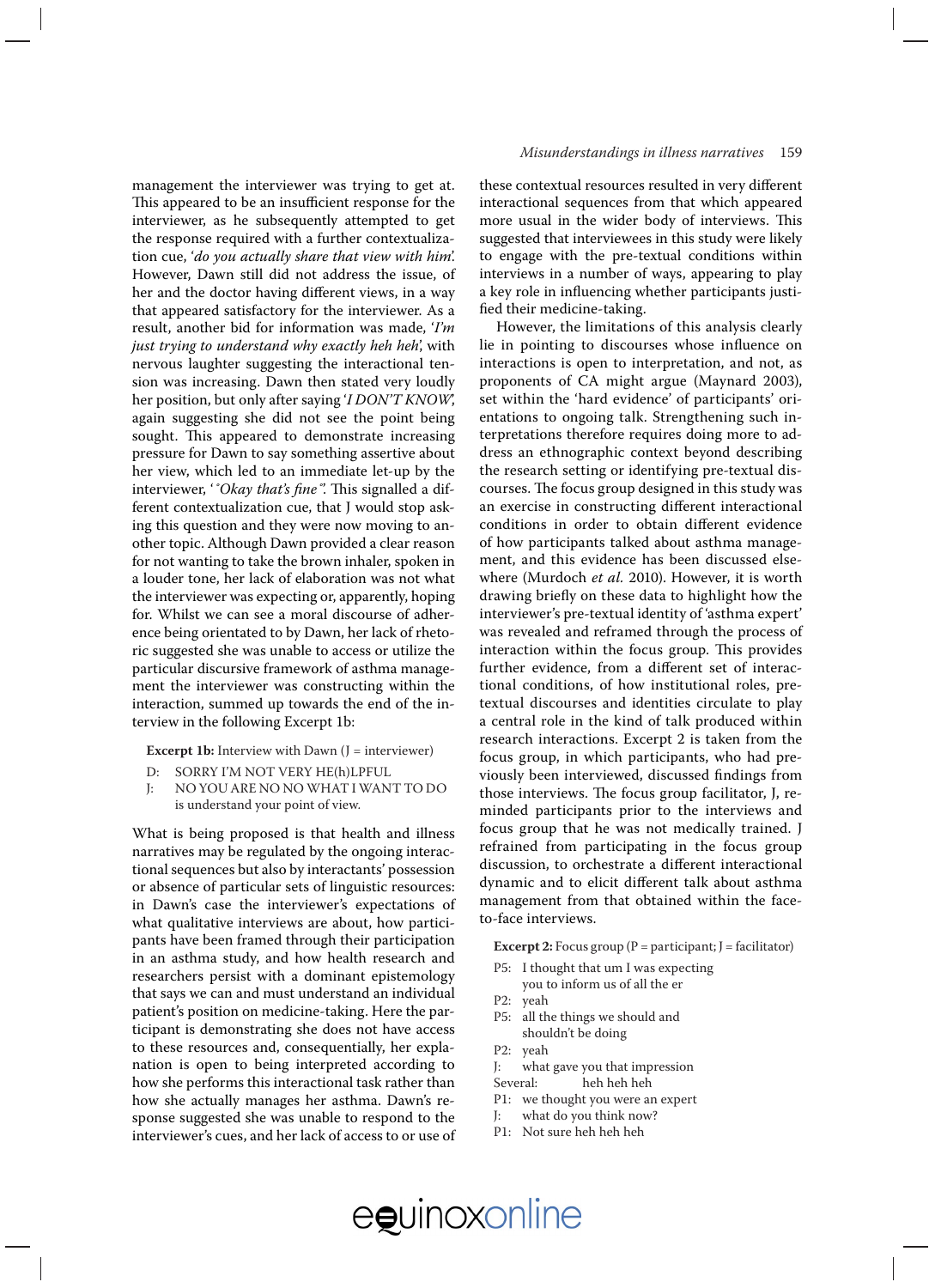management the interviewer was trying to get at. This appeared to be an insufficient response for the interviewer, as he subsequently attempted to get the response required with a further contextualization cue, '*do you actually share that view with him*'. However, Dawn still did not address the issue, of her and the doctor having different views, in a way that appeared satisfactory for the interviewer. As a result, another bid for information was made, '*I'm just trying to understand why exactly heh heh*', with nervous laughter suggesting the interactional tension was increasing. Dawn then stated very loudly her position, but only after saying '*I DON'T KNOW*', again suggesting she did not see the point being sought. This appeared to demonstrate increasing pressure for Dawn to say something assertive about her view, which led to an immediate let-up by the interviewer, '*°Okay that's fine°*'. This signalled a different contextualization cue, that J would stop asking this question and they were now moving to another topic. Although Dawn provided a clear reason for not wanting to take the brown inhaler, spoken in a louder tone, her lack of elaboration was not what the interviewer was expecting or, apparently, hoping for. Whilst we can see a moral discourse of adherence being orientated to by Dawn, her lack of rhetoric suggested she was unable to access or utilize the particular discursive framework of asthma management the interviewer was constructing within the interaction, summed up towards the end of the interview in the following Excerpt 1b:

**Excerpt 1b:** Interview with Dawn (J = interviewer)

D: SORRY I'M NOT VERY HE(h)LPFUL
J: NO YOU ARE NO NO WHAT I WANT TO DO is understand your point of view.

What is being proposed is that health and illness narratives may be regulated by the ongoing interactional sequences but also by interactants' possession or absence of particular sets of linguistic resources: in Dawn's case the interviewer's expectations of what qualitative interviews are about, how participants have been framed through their participation in an asthma study, and how health research and researchers persist with a dominant epistemology that says we can and must understand an individual patient's position on medicine-taking. Here the participant is demonstrating she does not have access to these resources and, consequentially, her explanation is open to being interpreted according to how she performs this interactional task rather than how she actually manages her asthma. Dawn's response suggested she was unable to respond to the interviewer's cues, and her lack of access to or use of these contextual resources resulted in very different interactional sequences from that which appeared more usual in the wider body of interviews. This suggested that interviewees in this study were likely to engage with the pre-textual conditions within interviews in a number of ways, appearing to play a key role in influencing whether participants justified their medicine-taking.

However, the limitations of this analysis clearly lie in pointing to discourses whose influence on interactions is open to interpretation, and not, as proponents of CA might argue (Maynard 2003), set within the 'hard evidence' of participants' orientations to ongoing talk. Strengthening such interpretations therefore requires doing more to address an ethnographic context beyond describing the research setting or identifying pre-textual discourses. The focus group designed in this study was an exercise in constructing different interactional conditions in order to obtain different evidence of how participants talked about asthma management, and this evidence has been discussed elsewhere (Murdoch *et al.* 2010). However, it is worth drawing briefly on these data to highlight how the interviewer's pre-textual identity of 'asthma expert' was revealed and reframed through the process of interaction within the focus group. This provides further evidence, from a different set of interactional conditions, of how institutional roles, pre-textual discourses and identities circulate to play a central role in the kind of talk produced within research interactions. Excerpt 2 is taken from the focus group, in which participants, who had previously been interviewed, discussed findings from those interviews. The focus group facilitator, J, reminded participants prior to the interviews and focus group that he was not medically trained. J refrained from participating in the focus group discussion, to orchestrate a different interactional dynamic and to elicit different talk about asthma management from that obtained within the face-to-face interviews.

**Excerpt 2:** Focus group (P = participant; J = facilitator)

P5: I thought that um I was expecting you to inform us of all the er
P2: yeah
P5: all the things we should and shouldn't be doing
P2: yeah
J: what gave you that impression
Several: heh heh heh
P1: we thought you were an expert
J: what do you think now?
P1: Not sure heh heh heh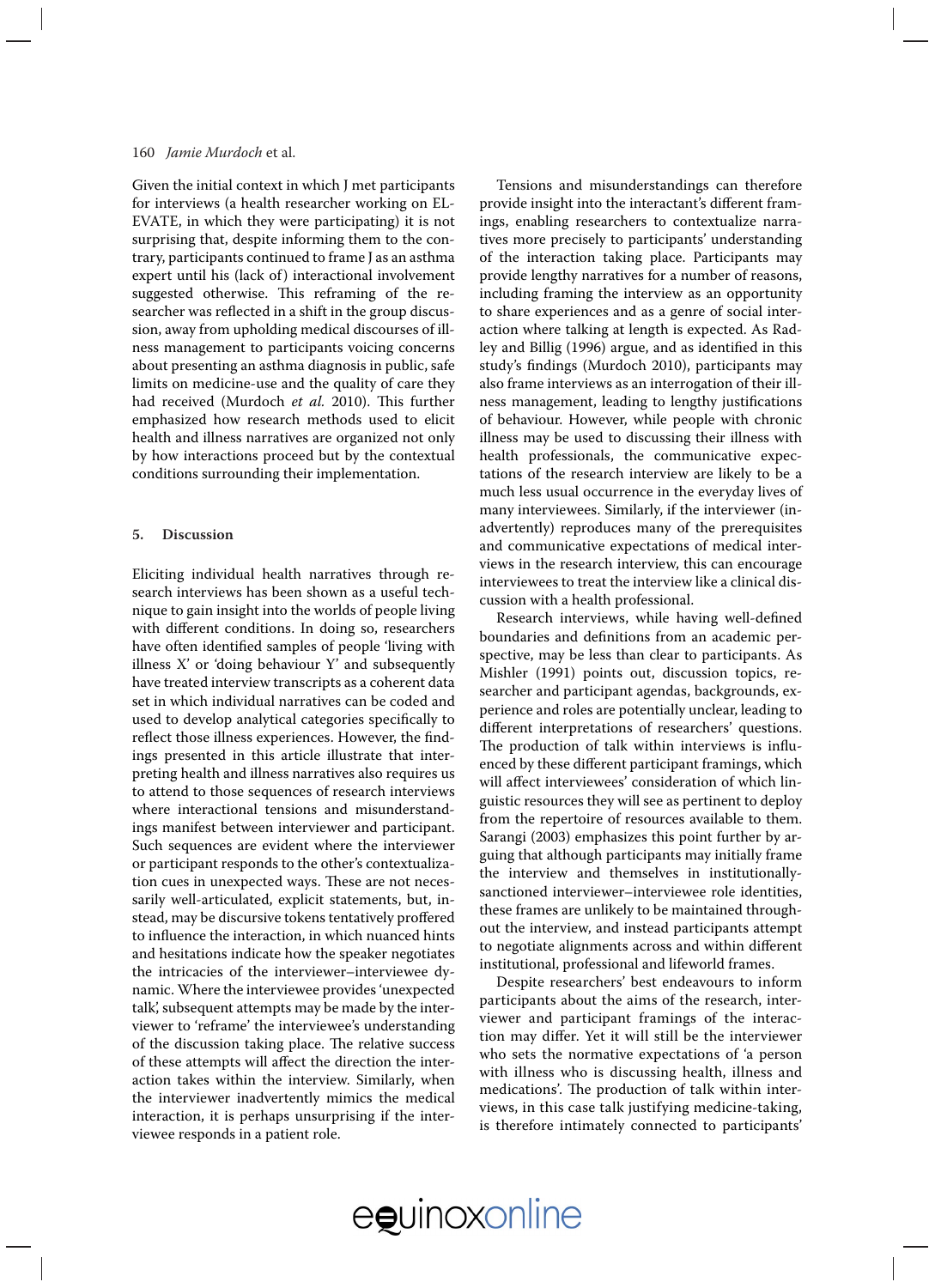Given the initial context in which J met participants for interviews (a health researcher working on ELEVATE, in which they were participating) it is not surprising that, despite informing them to the contrary, participants continued to frame J as an asthma expert until his (lack of) interactional involvement suggested otherwise. This reframing of the researcher was reflected in a shift in the group discussion, away from upholding medical discourses of illness management to participants voicing concerns about presenting an asthma diagnosis in public, safe limits on medicine-use and the quality of care they had received (Murdoch *et al.* 2010). This further emphasized how research methods used to elicit health and illness narratives are organized not only by how interactions proceed but by the contextual conditions surrounding their implementation.

## 5. Discussion

Eliciting individual health narratives through research interviews has been shown as a useful technique to gain insight into the worlds of people living with different conditions. In doing so, researchers have often identified samples of people 'living with illness X' or 'doing behaviour Y' and subsequently have treated interview transcripts as a coherent data set in which individual narratives can be coded and used to develop analytical categories specifically to reflect those illness experiences. However, the findings presented in this article illustrate that interpreting health and illness narratives also requires us to attend to those sequences of research interviews where interactional tensions and misunderstandings manifest between interviewer and participant. Such sequences are evident where the interviewer or participant responds to the other's contextualization cues in unexpected ways. These are not necessarily well-articulated, explicit statements, but, instead, may be discursive tokens tentatively proffered to influence the interaction, in which nuanced hints and hesitations indicate how the speaker negotiates the intricacies of the interviewer–interviewee dynamic. Where the interviewee provides 'unexpected talk', subsequent attempts may be made by the interviewer to 'reframe' the interviewee's understanding of the discussion taking place. The relative success of these attempts will affect the direction the interaction takes within the interview. Similarly, when the interviewer inadvertently mimics the medical interaction, it is perhaps unsurprising if the interviewee responds in a patient role.

Tensions and misunderstandings can therefore provide insight into the interactant's different framings, enabling researchers to contextualize narratives more precisely to participants' understanding of the interaction taking place. Participants may provide lengthy narratives for a number of reasons, including framing the interview as an opportunity to share experiences and as a genre of social interaction where talking at length is expected. As Radley and Billig (1996) argue, and as identified in this study's findings (Murdoch 2010), participants may also frame interviews as an interrogation of their illness management, leading to lengthy justifications of behaviour. However, while people with chronic illness may be used to discussing their illness with health professionals, the communicative expectations of the research interview are likely to be a much less usual occurrence in the everyday lives of many interviewees. Similarly, if the interviewer (inadvertently) reproduces many of the prerequisites and communicative expectations of medical interviews in the research interview, this can encourage interviewees to treat the interview like a clinical discussion with a health professional.

Research interviews, while having well-defined boundaries and definitions from an academic perspective, may be less than clear to participants. As Mishler (1991) points out, discussion topics, researcher and participant agendas, backgrounds, experience and roles are potentially unclear, leading to different interpretations of researchers' questions. The production of talk within interviews is influenced by these different participant framings, which will affect interviewees' consideration of which linguistic resources they will see as pertinent to deploy from the repertoire of resources available to them. Sarangi (2003) emphasizes this point further by arguing that although participants may initially frame the interview and themselves in institutionally-sanctioned interviewer–interviewee role identities, these frames are unlikely to be maintained throughout the interview, and instead participants attempt to negotiate alignments across and within different institutional, professional and lifeworld frames.

Despite researchers' best endeavours to inform participants about the aims of the research, interviewer and participant framings of the interaction may differ. Yet it will still be the interviewer who sets the normative expectations of 'a person with illness who is discussing health, illness and medications'. The production of talk within interviews, in this case talk justifying medicine-taking, is therefore intimately connected to participants'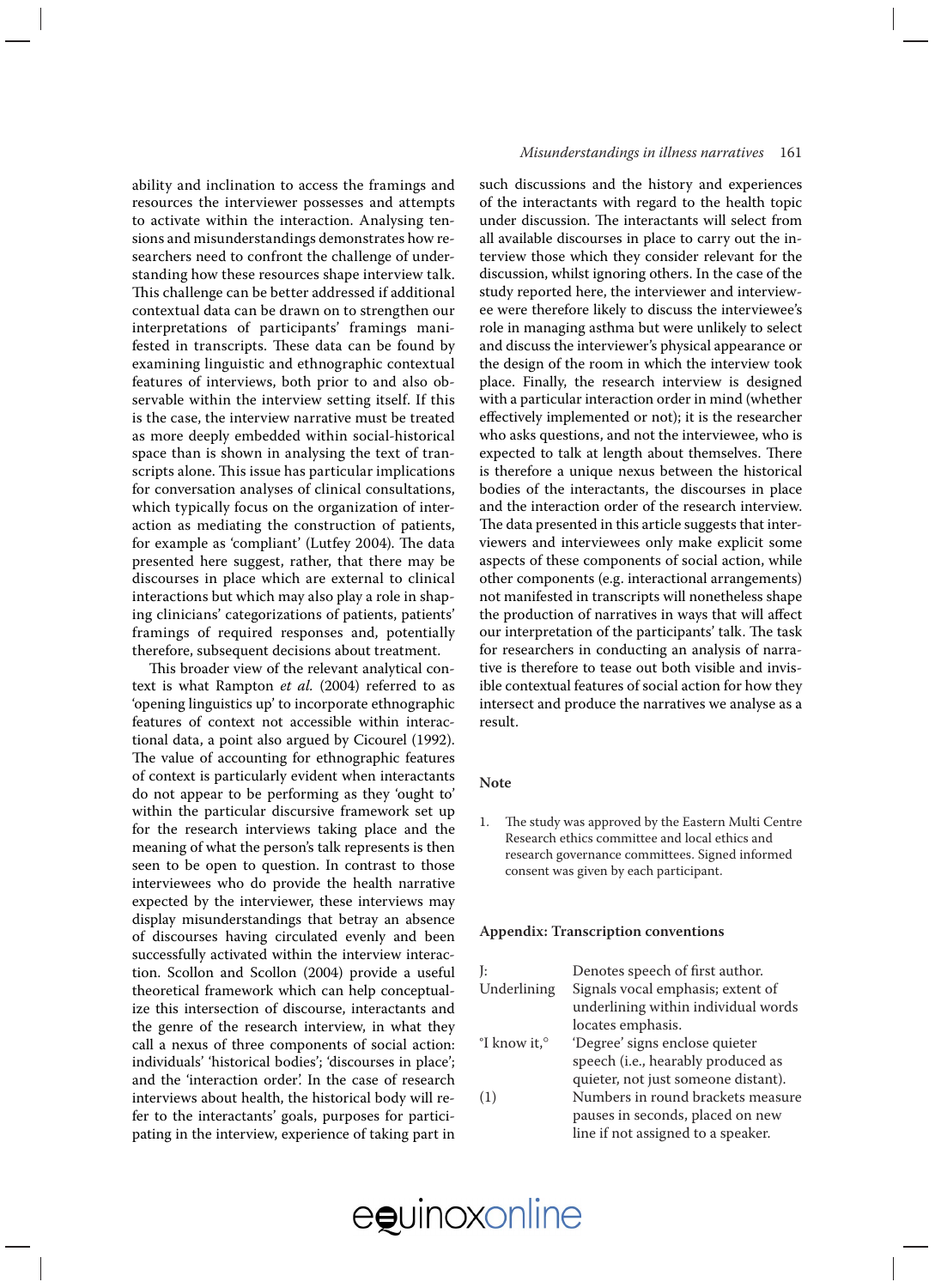ability and inclination to access the framings and resources the interviewer possesses and attempts to activate within the interaction. Analysing tensions and misunderstandings demonstrates how researchers need to confront the challenge of understanding how these resources shape interview talk. This challenge can be better addressed if additional contextual data can be drawn on to strengthen our interpretations of participants' framings manifested in transcripts. These data can be found by examining linguistic and ethnographic contextual features of interviews, both prior to and also observable within the interview setting itself. If this is the case, the interview narrative must be treated as more deeply embedded within social-historical space than is shown in analysing the text of transcripts alone. This issue has particular implications for conversation analyses of clinical consultations, which typically focus on the organization of interaction as mediating the construction of patients, for example as 'compliant' (Lutfey 2004). The data presented here suggest, rather, that there may be discourses in place which are external to clinical interactions but which may also play a role in shaping clinicians' categorizations of patients, patients' framings of required responses and, potentially therefore, subsequent decisions about treatment.

This broader view of the relevant analytical context is what Rampton *et al.* (2004) referred to as 'opening linguistics up' to incorporate ethnographic features of context not accessible within interactional data, a point also argued by Cicourel (1992). The value of accounting for ethnographic features of context is particularly evident when interactants do not appear to be performing as they 'ought to' within the particular discursive framework set up for the research interviews taking place and the meaning of what the person's talk represents is then seen to be open to question. In contrast to those interviewees who do provide the health narrative expected by the interviewer, these interviews may display misunderstandings that betray an absence of discourses having circulated evenly and been successfully activated within the interview interaction. Scollon and Scollon (2004) provide a useful theoretical framework which can help conceptualize this intersection of discourse, interactants and the genre of the research interview, in what they call a nexus of three components of social action: individuals' 'historical bodies'; 'discourses in place'; and the 'interaction order'. In the case of research interviews about health, the historical body will refer to the interactants' goals, purposes for participating in the interview, experience of taking part in such discussions and the history and experiences of the interactants with regard to the health topic under discussion. The interactants will select from all available discourses in place to carry out the interview those which they consider relevant for the discussion, whilst ignoring others. In the case of the study reported here, the interviewer and interviewee were therefore likely to discuss the interviewee's role in managing asthma but were unlikely to select and discuss the interviewer's physical appearance or the design of the room in which the interview took place. Finally, the research interview is designed with a particular interaction order in mind (whether effectively implemented or not); it is the researcher who asks questions, and not the interviewee, who is expected to talk at length about themselves. There is therefore a unique nexus between the historical bodies of the interactants, the discourses in place and the interaction order of the research interview. The data presented in this article suggests that interviewers and interviewees only make explicit some aspects of these components of social action, while other components (e.g. interactional arrangements) not manifested in transcripts will nonetheless shape the production of narratives in ways that will affect our interpretation of the participants' talk. The task for researchers in conducting an analysis of narrative is therefore to tease out both visible and invisible contextual features of social action for how they intersect and produce the narratives we analyse as a result.

## Note

1. The study was approved by the Eastern Multi Centre Research ethics committee and local ethics and research governance committees. Signed informed consent was given by each participant.

## Appendix: Transcription conventions

| | |
|---|---|
| J: | Denotes speech of first author. |
| Underlining | Signals vocal emphasis; extent of underlining within individual words locates emphasis. |
| °I know it,° | 'Degree' signs enclose quieter speech (i.e., hearably produced as quieter, not just someone distant). |
| (1) | Numbers in round brackets measure pauses in seconds, placed on new line if not assigned to a speaker. |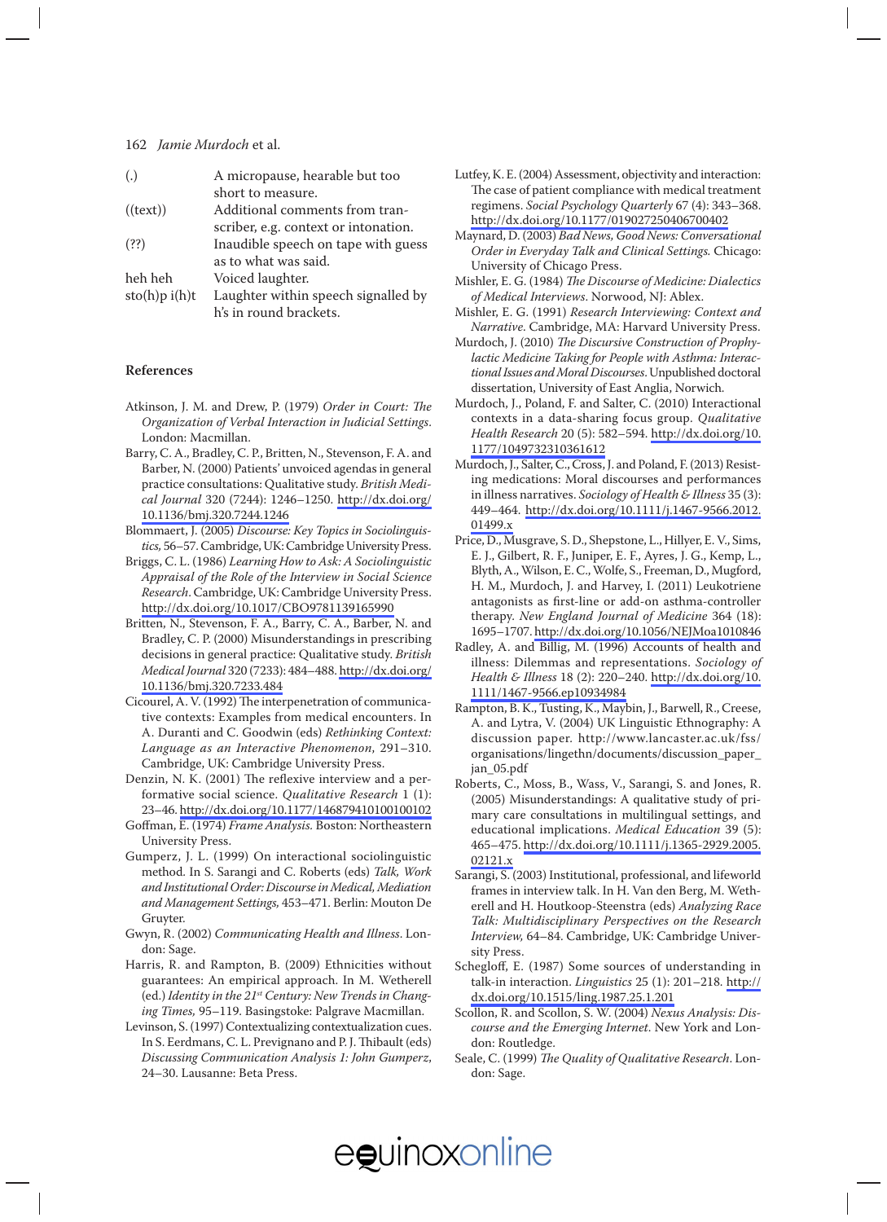| | |
|---|---|
| (.) | A micropause, hearable but too short to measure. |
| ((text)) | Additional comments from transcriber, e.g. context or intonation. |
| (??) | Inaudible speech on tape with guess as to what was said. |
| heh heh | Voiced laughter. |
| sto(h)p i(h)t | Laughter within speech signalled by h's in round brackets. |

## References

Atkinson, J. M. and Drew, P. (1979) *Order in Court: The Organization of Verbal Interaction in Judicial Settings*. London: Macmillan.

Barry, C. A., Bradley, C. P., Britten, N., Stevenson, F. A. and Barber, N. (2000) Patients' unvoiced agendas in general practice consultations: Qualitative study. *British Medical Journal* 320 (7244): 1246–1250. http://dx.doi.org/10.1136/bmj.320.7244.1246

Blommaert, J. (2005) *Discourse: Key Topics in Sociolinguistics,* 56–57. Cambridge, UK: Cambridge University Press.

Briggs, C. L. (1986) *Learning How to Ask: A Sociolinguistic Appraisal of the Role of the Interview in Social Science Research*. Cambridge, UK: Cambridge University Press. http://dx.doi.org/10.1017/CBO9781139165990

Britten, N., Stevenson, F. A., Barry, C. A., Barber, N. and Bradley, C. P. (2000) Misunderstandings in prescribing decisions in general practice: Qualitative study. *British Medical Journal* 320 (7233): 484–488. http://dx.doi.org/10.1136/bmj.320.7233.484

Cicourel, A. V. (1992) The interpenetration of communicative contexts: Examples from medical encounters. In A. Duranti and C. Goodwin (eds) *Rethinking Context: Language as an Interactive Phenomenon*, 291–310. Cambridge, UK: Cambridge University Press.

Denzin, N. K. (2001) The reflexive interview and a performative social science. *Qualitative Research* 1 (1): 23–46. http://dx.doi.org/10.1177/146879410100100102

Goffman, E. (1974) *Frame Analysis.* Boston: Northeastern University Press.

Gumperz, J. L. (1999) On interactional sociolinguistic method. In S. Sarangi and C. Roberts (eds) *Talk, Work and Institutional Order: Discourse in Medical, Mediation and Management Settings,* 453–471. Berlin: Mouton De Gruyter.

Gwyn, R. (2002) *Communicating Health and Illness*. London: Sage.

Harris, R. and Rampton, B. (2009) Ethnicities without guarantees: An empirical approach. In M. Wetherell (ed.) *Identity in the 21st Century: New Trends in Changing Times,* 95–119. Basingstoke: Palgrave Macmillan.

Levinson, S. (1997) Contextualizing contextualization cues. In S. Eerdmans, C. L. Prevignano and P. J. Thibault (eds) *Discussing Communication Analysis 1: John Gumperz*, 24–30. Lausanne: Beta Press.

Lutfey, K. E. (2004) Assessment, objectivity and interaction: The case of patient compliance with medical treatment regimens. *Social Psychology Quarterly* 67 (4): 343–368. http://dx.doi.org/10.1177/019027250406700402

Maynard, D. (2003) *Bad News, Good News: Conversational Order in Everyday Talk and Clinical Settings.* Chicago: University of Chicago Press.

Mishler, E. G. (1984) *The Discourse of Medicine: Dialectics of Medical Interviews*. Norwood, NJ: Ablex.

Mishler, E. G. (1991) *Research Interviewing: Context and Narrative.* Cambridge, MA: Harvard University Press.

Murdoch, J. (2010) *The Discursive Construction of Prophylactic Medicine Taking for People with Asthma: Interactional Issues and Moral Discourses.* Unpublished doctoral dissertation, University of East Anglia, Norwich.

Murdoch, J., Poland, F. and Salter, C. (2010) Interactional contexts in a data-sharing focus group. *Qualitative Health Research* 20 (5): 582–594. http://dx.doi.org/10.1177/1049732310361612

Murdoch, J., Salter, C., Cross, J. and Poland, F. (2013) Resisting medications: Moral discourses and performances in illness narratives. *Sociology of Health & Illness* 35 (3): 449–464. http://dx.doi.org/10.1111/j.1467-9566.2012.01499.x

Price, D., Musgrave, S. D., Shepstone, L., Hillyer, E. V., Sims, E. J., Gilbert, R. F., Juniper, E. F., Ayres, J. G., Kemp, L., Blyth, A., Wilson, E. C., Wolfe, S., Freeman, D., Mugford, H. M., Murdoch, J. and Harvey, I. (2011) Leukotriene antagonists as first-line or add-on asthma-controller therapy. *New England Journal of Medicine* 364 (18): 1695–1707. http://dx.doi.org/10.1056/NEJMoa1010846

Radley, A. and Billig, M. (1996) Accounts of health and illness: Dilemmas and representations. *Sociology of Health & Illness* 18 (2): 220–240. http://dx.doi.org/10.1111/1467-9566.ep10934984

Rampton, B. K., Tusting, K., Maybin, J., Barwell, R., Creese, A. and Lytra, V. (2004) UK Linguistic Ethnography: A discussion paper. http://www.lancaster.ac.uk/fss/organisations/lingethn/documents/discussion_paper_jan_05.pdf

Roberts, C., Moss, B., Wass, V., Sarangi, S. and Jones, R. (2005) Misunderstandings: A qualitative study of primary care consultations in multilingual settings, and educational implications. *Medical Education* 39 (5): 465–475. http://dx.doi.org/10.1111/j.1365-2929.2005.02121.x

Sarangi, S. (2003) Institutional, professional, and lifeworld frames in interview talk. In H. Van den Berg, M. Wetherell and H. Houtkoop-Steenstra (eds) *Analyzing Race Talk: Multidisciplinary Perspectives on the Research Interview*, 64–84. Cambridge, UK: Cambridge University Press.

Schegloff, E. (1987) Some sources of understanding in talk-in interaction. *Linguistics* 25 (1): 201–218. http://dx.doi.org/10.1515/ling.1987.25.1.201

Scollon, R. and Scollon, S. W. (2004) *Nexus Analysis: Discourse and the Emerging Internet.* New York and London: Routledge.

Seale, C. (1999) *The Quality of Qualitative Research*. London: Sage.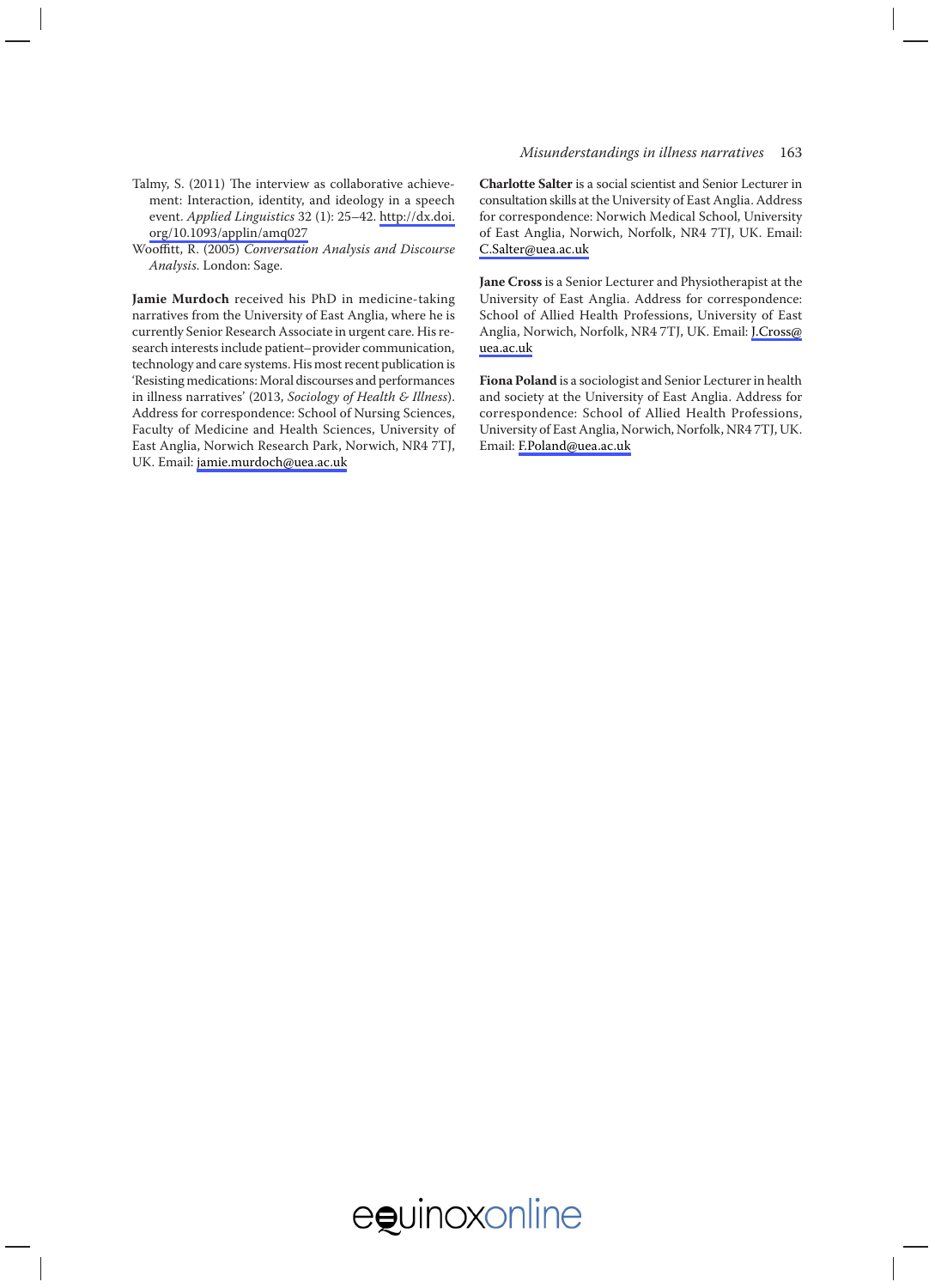Talmy, S. (2011) The interview as collaborative achievement: Interaction, identity, and ideology in a speech event. *Applied Linguistics* 32 (1): 25–42. http://dx.doi.org/10.1093/applin/amq027

Wooffitt, R. (2005) *Conversation Analysis and Discourse Analysis*. London: Sage.

**Jamie Murdoch** received his PhD in medicine-taking narratives from the University of East Anglia, where he is currently Senior Research Associate in urgent care. His research interests include patient–provider communication, technology and care systems. His most recent publication is 'Resisting medications: Moral discourses and performances in illness narratives' (2013, *Sociology of Health & Illness*). Address for correspondence: School of Nursing Sciences, Faculty of Medicine and Health Sciences, University of East Anglia, Norwich Research Park, Norwich, NR4 7TJ, UK. Email: jamie.murdoch@uea.ac.uk

**Charlotte Salter** is a social scientist and Senior Lecturer in consultation skills at the University of East Anglia. Address for correspondence: Norwich Medical School, University of East Anglia, Norwich, Norfolk, NR4 7TJ, UK. Email: C.Salter@uea.ac.uk

**Jane Cross** is a Senior Lecturer and Physiotherapist at the University of East Anglia. Address for correspondence: School of Allied Health Professions, University of East Anglia, Norwich, Norfolk, NR4 7TJ, UK. Email: J.Cross@uea.ac.uk

**Fiona Poland** is a sociologist and Senior Lecturer in health and society at the University of East Anglia. Address for correspondence: School of Allied Health Professions, University of East Anglia, Norwich, Norfolk, NR4 7TJ, UK. Email: F.Poland@uea.ac.uk